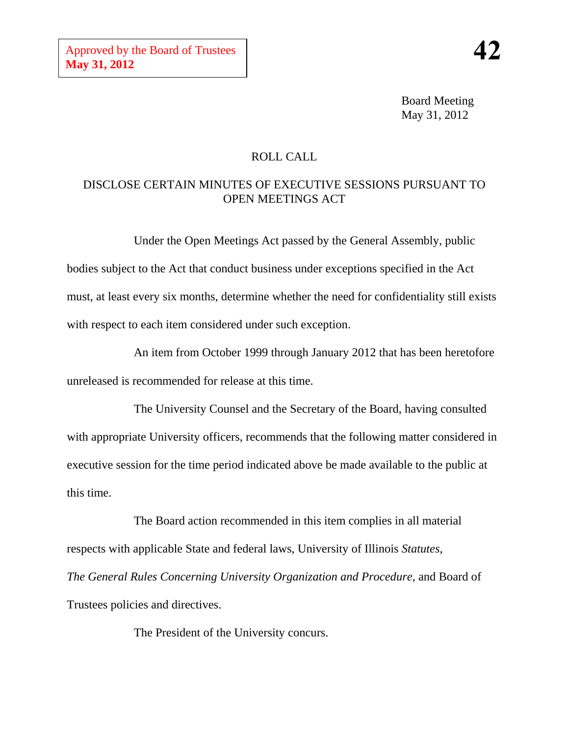Approved by the Board of Trustees
**May 31, 2012**

**42**

Board Meeting
May 31, 2012

ROLL CALL

DISCLOSE CERTAIN MINUTES OF EXECUTIVE SESSIONS PURSUANT TO OPEN MEETINGS ACT

Under the Open Meetings Act passed by the General Assembly, public bodies subject to the Act that conduct business under exceptions specified in the Act must, at least every six months, determine whether the need for confidentiality still exists with respect to each item considered under such exception.

An item from October 1999 through January 2012 that has been heretofore unreleased is recommended for release at this time.

The University Counsel and the Secretary of the Board, having consulted with appropriate University officers, recommends that the following matter considered in executive session for the time period indicated above be made available to the public at this time.

The Board action recommended in this item complies in all material respects with applicable State and federal laws, University of Illinois *Statutes*, *The General Rules Concerning University Organization and Procedure*, and Board of Trustees policies and directives.

The President of the University concurs.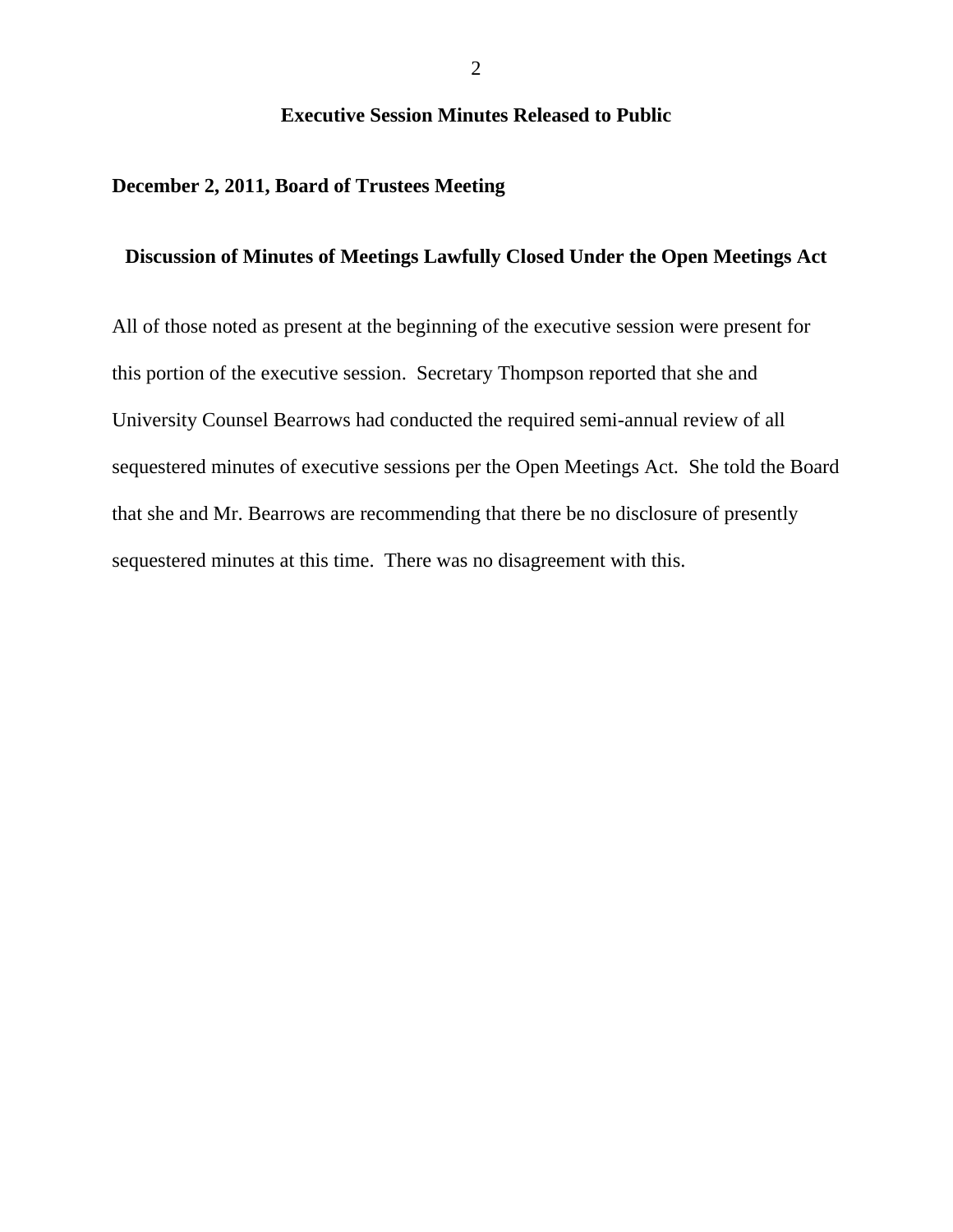## Executive Session Minutes Released to Public

**December 2, 2011, Board of Trustees Meeting**

### Discussion of Minutes of Meetings Lawfully Closed Under the Open Meetings Act

All of those noted as present at the beginning of the executive session were present for this portion of the executive session. Secretary Thompson reported that she and University Counsel Bearrows had conducted the required semi-annual review of all sequestered minutes of executive sessions per the Open Meetings Act. She told the Board that she and Mr. Bearrows are recommending that there be no disclosure of presently sequestered minutes at this time. There was no disagreement with this.